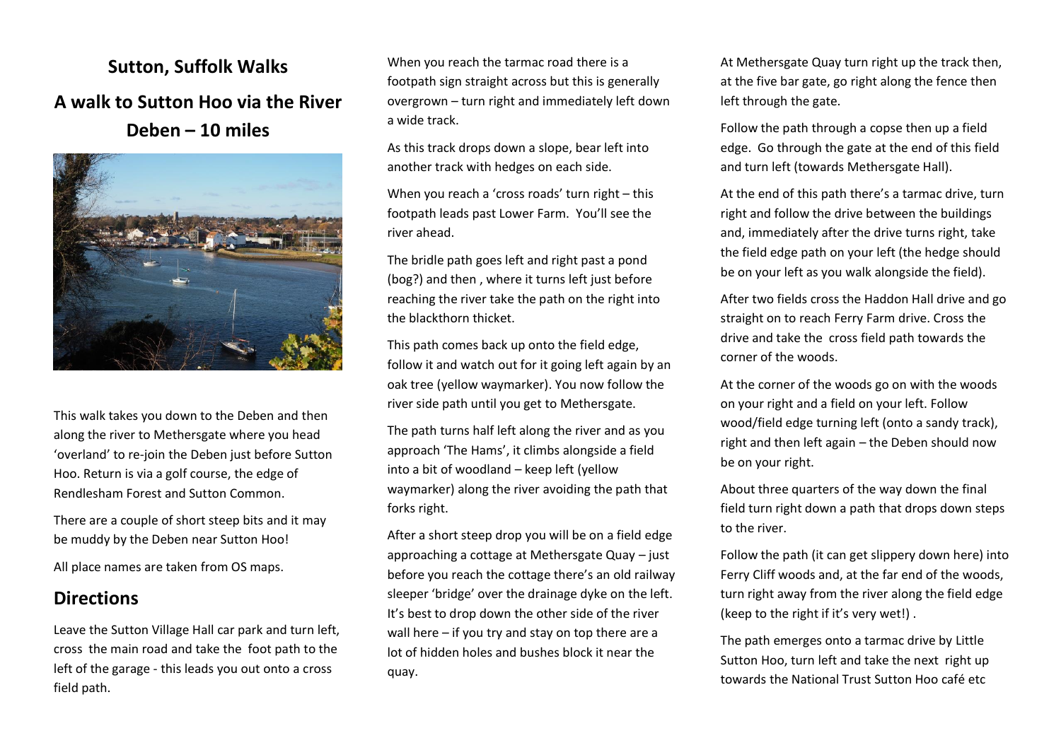# Sutton, Suffolk Walks

## A walk to Sutton Hoo via the River Deben – 10 miles

This walk takes you down to the Deben and then along the river to Methersgate where you head 'overland' to re-join the Deben just before Sutton Hoo. Return is via a golf course, the edge of Rendlesham Forest and Sutton Common.

There are a couple of short steep bits and it may be muddy by the Deben near Sutton Hoo!

All place names are taken from OS maps.

## Directions

Leave the Sutton Village Hall car park and turn left, cross the main road and take the foot path to the left of the garage - this leads you out onto a cross field path.

When you reach the tarmac road there is a footpath sign straight across but this is generally overgrown – turn right and immediately left down a wide track.

As this track drops down a slope, bear left into another track with hedges on each side.

When you reach a 'cross roads' turn right – this footpath leads past Lower Farm. You'll see the river ahead.

The bridle path goes left and right past a pond (bog?) and then , where it turns left just before reaching the river take the path on the right into the blackthorn thicket.

This path comes back up onto the field edge, follow it and watch out for it going left again by an oak tree (yellow waymarker). You now follow the river side path until you get to Methersgate.

The path turns half left along the river and as you approach 'The Hams', it climbs alongside a field into a bit of woodland – keep left (yellow waymarker) along the river avoiding the path that forks right.

After a short steep drop you will be on a field edge approaching a cottage at Methersgate Quay – just before you reach the cottage there's an old railway sleeper 'bridge' over the drainage dyke on the left. It's best to drop down the other side of the river wall here – if you try and stay on top there are a lot of hidden holes and bushes block it near the quay.

At Methersgate Quay turn right up the track then, at the five bar gate, go right along the fence then left through the gate.

Follow the path through a copse then up a field edge. Go through the gate at the end of this field and turn left (towards Methersgate Hall).

At the end of this path there's a tarmac drive, turn right and follow the drive between the buildings and, immediately after the drive turns right, take the field edge path on your left (the hedge should be on your left as you walk alongside the field).

After two fields cross the Haddon Hall drive and go straight on to reach Ferry Farm drive. Cross the drive and take the cross field path towards the corner of the woods.

At the corner of the woods go on with the woods on your right and a field on your left. Follow wood/field edge turning left (onto a sandy track), right and then left again – the Deben should now be on your right.

About three quarters of the way down the final field turn right down a path that drops down steps to the river.

Follow the path (it can get slippery down here) into Ferry Cliff woods and, at the far end of the woods, turn right away from the river along the field edge (keep to the right if it's very wet!) .

The path emerges onto a tarmac drive by Little Sutton Hoo, turn left and take the next right up towards the National Trust Sutton Hoo café etc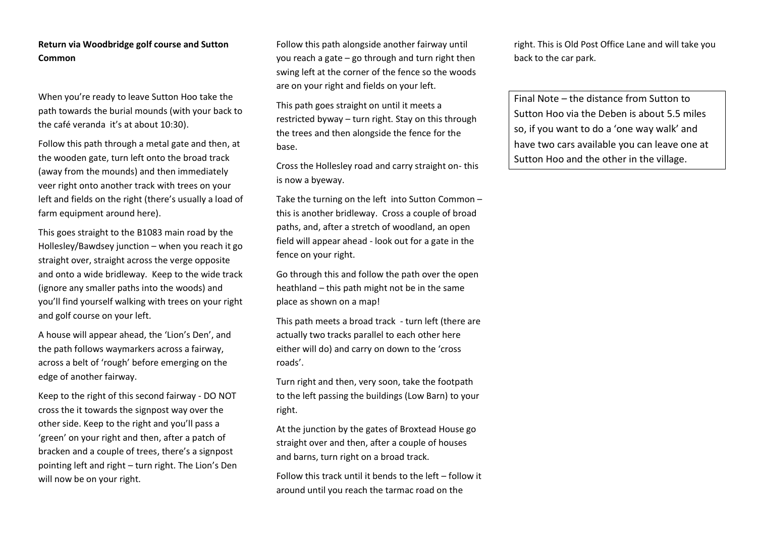**Return via Woodbridge golf course and Sutton Common**

When you're ready to leave Sutton Hoo take the path towards the burial mounds (with your back to the café veranda it's at about 10:30).

Follow this path through a metal gate and then, at the wooden gate, turn left onto the broad track (away from the mounds) and then immediately veer right onto another track with trees on your left and fields on the right (there's usually a load of farm equipment around here).

This goes straight to the B1083 main road by the Hollesley/Bawdsey junction – when you reach it go straight over, straight across the verge opposite and onto a wide bridleway. Keep to the wide track (ignore any smaller paths into the woods) and you'll find yourself walking with trees on your right and golf course on your left.

A house will appear ahead, the 'Lion's Den', and the path follows waymarkers across a fairway, across a belt of 'rough' before emerging on the edge of another fairway.

Keep to the right of this second fairway - DO NOT cross the it towards the signpost way over the other side. Keep to the right and you'll pass a 'green' on your right and then, after a patch of bracken and a couple of trees, there's a signpost pointing left and right – turn right. The Lion's Den will now be on your right.

Follow this path alongside another fairway until you reach a gate – go through and turn right then swing left at the corner of the fence so the woods are on your right and fields on your left.

This path goes straight on until it meets a restricted byway – turn right. Stay on this through the trees and then alongside the fence for the base.

Cross the Hollesley road and carry straight on- this is now a byeway.

Take the turning on the left into Sutton Common – this is another bridleway. Cross a couple of broad paths, and, after a stretch of woodland, an open field will appear ahead - look out for a gate in the fence on your right.

Go through this and follow the path over the open heathland – this path might not be in the same place as shown on a map!

This path meets a broad track - turn left (there are actually two tracks parallel to each other here either will do) and carry on down to the 'cross roads'.

Turn right and then, very soon, take the footpath to the left passing the buildings (Low Barn) to your right.

At the junction by the gates of Broxtead House go straight over and then, after a couple of houses and barns, turn right on a broad track.

Follow this track until it bends to the left – follow it around until you reach the tarmac road on the right. This is Old Post Office Lane and will take you back to the car park.

Final Note – the distance from Sutton to Sutton Hoo via the Deben is about 5.5 miles so, if you want to do a 'one way walk' and have two cars available you can leave one at Sutton Hoo and the other in the village.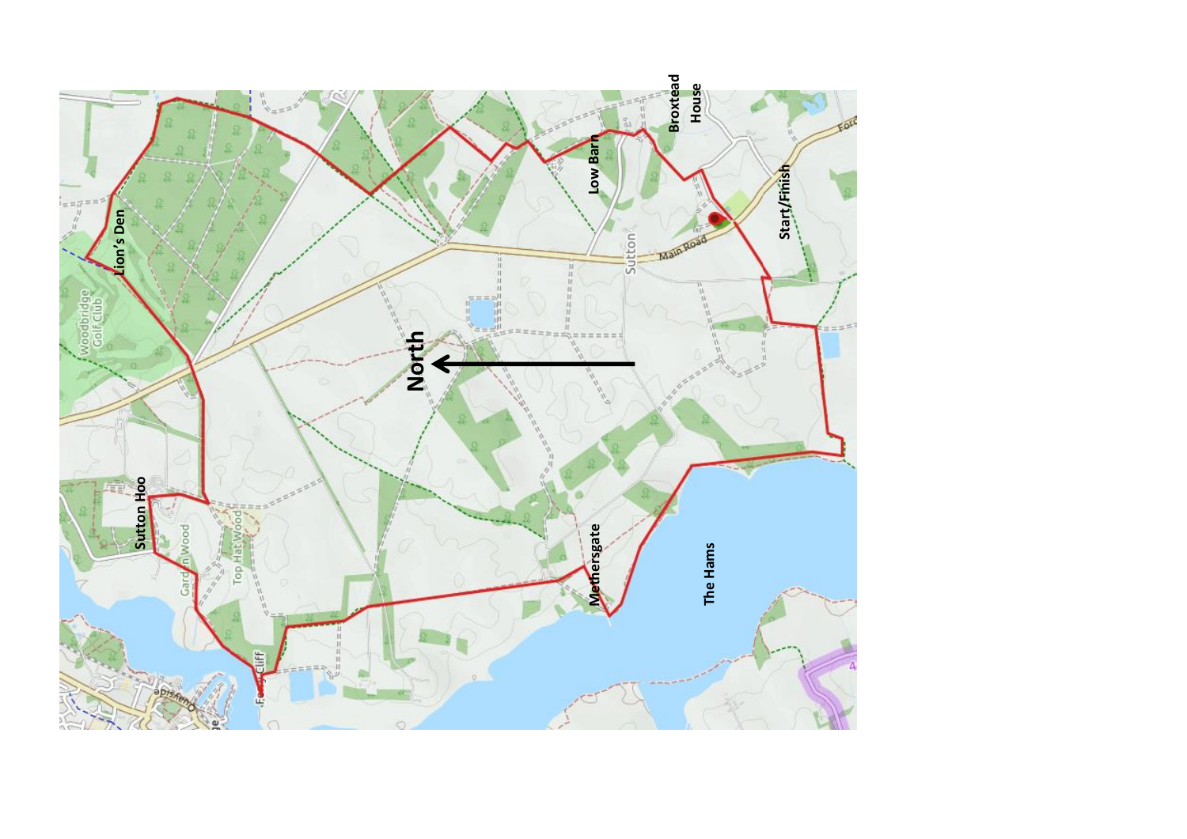North

Start/Finish

Broxtead House

Low Barn

Sutton

Main Road

Lion's Den

Woodbridge Golf Club

Sutton Hoo

Garden Wood

Top Hat Wood

Ferry Cliff

Methersgate

The Hams

Quayside